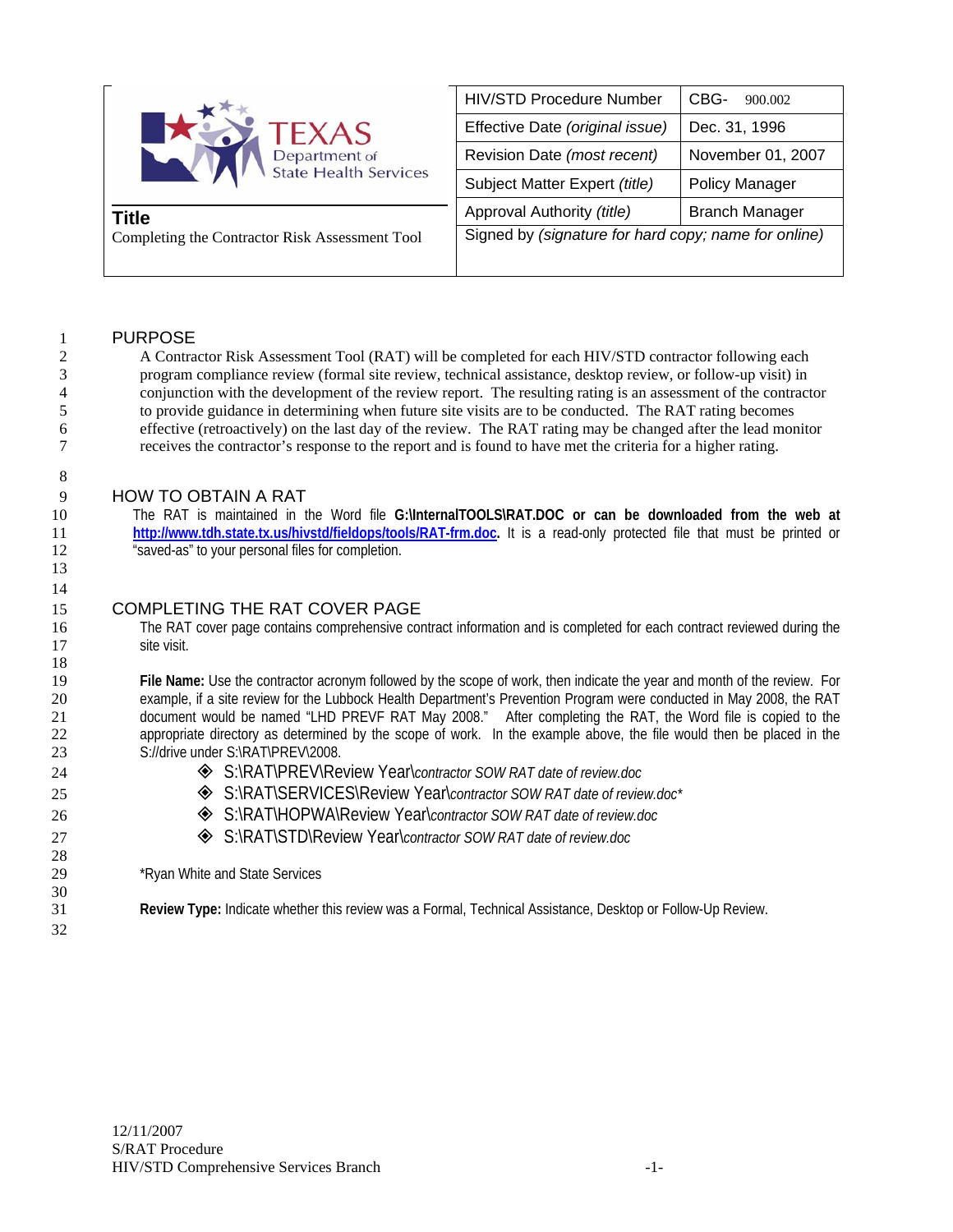| HIV/STD Procedure Number | CBG- 900.002 |
|---|---|
| Effective Date *(original issue)* | Dec. 31, 1996 |
| Revision Date *(most recent)* | November 01, 2007 |
| Subject Matter Expert *(title)* | Policy Manager |
| Approval Authority *(title)* | Branch Manager |
| Signed by *(signature for hard copy; name for online)* | |

TEXAS Department of State Health Services

## Title

Completing the Contractor Risk Assessment Tool

## PURPOSE

A Contractor Risk Assessment Tool (RAT) will be completed for each HIV/STD contractor following each program compliance review (formal site review, technical assistance, desktop review, or follow-up visit) in conjunction with the development of the review report. The resulting rating is an assessment of the contractor to provide guidance in determining when future site visits are to be conducted. The RAT rating becomes effective (retroactively) on the last day of the review. The RAT rating may be changed after the lead monitor receives the contractor's response to the report and is found to have met the criteria for a higher rating.

## HOW TO OBTAIN A RAT

The RAT is maintained in the Word file **G:\InternalTOOLS\RAT.DOC or can be downloaded from the web at [http://www.tdh.state.tx.us/hivstd/fieldops/tools/RAT-frm.doc](http://www.tdh.state.tx.us/hivstd/fieldops/tools/RAT-frm.doc).** It is a read-only protected file that must be printed or "saved-as" to your personal files for completion.

## COMPLETING THE RAT COVER PAGE

The RAT cover page contains comprehensive contract information and is completed for each contract reviewed during the site visit.

**File Name:** Use the contractor acronym followed by the scope of work, then indicate the year and month of the review. For example, if a site review for the Lubbock Health Department's Prevention Program were conducted in May 2008, the RAT document would be named "LHD PREVF RAT May 2008." After completing the RAT, the Word file is copied to the appropriate directory as determined by the scope of work. In the example above, the file would then be placed in the S://drive under S:\RAT\PREV\2008.

- S:\RAT\PREV\Review Year\*contractor SOW RAT date of review.doc*
- S:\RAT\SERVICES\Review Year\*contractor SOW RAT date of review.doc\**
- S:\RAT\HOPWA\Review Year\*contractor SOW RAT date of review.doc*
- S:\RAT\STD\Review Year\*contractor SOW RAT date of review.doc*

*Ryan White and State Services

**Review Type:** Indicate whether this review was a Formal, Technical Assistance, Desktop or Follow-Up Review.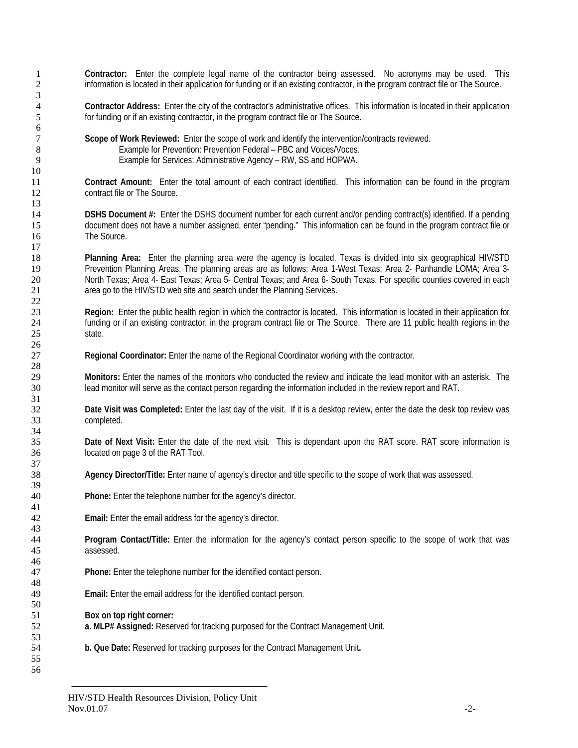**Contractor:** Enter the complete legal name of the contractor being assessed. No acronyms may be used. This information is located in their application for funding or if an existing contractor, in the program contract file or The Source.

**Contractor Address:** Enter the city of the contractor's administrative offices. This information is located in their application for funding or if an existing contractor, in the program contract file or The Source.

**Scope of Work Reviewed:** Enter the scope of work and identify the intervention/contracts reviewed.

Example for Prevention: Prevention Federal – PBC and Voices/Voces.

Example for Services: Administrative Agency – RW, SS and HOPWA.

**Contract Amount:** Enter the total amount of each contract identified. This information can be found in the program contract file or The Source.

**DSHS Document #:** Enter the DSHS document number for each current and/or pending contract(s) identified. If a pending document does not have a number assigned, enter "pending." This information can be found in the program contract file or The Source.

**Planning Area:** Enter the planning area were the agency is located. Texas is divided into six geographical HIV/STD Prevention Planning Areas. The planning areas are as follows: Area 1-West Texas; Area 2- Panhandle LOMA; Area 3- North Texas; Area 4- East Texas; Area 5- Central Texas; and Area 6- South Texas. For specific counties covered in each area go to the HIV/STD web site and search under the Planning Services.

**Region:** Enter the public health region in which the contractor is located. This information is located in their application for funding or if an existing contractor, in the program contract file or The Source. There are 11 public health regions in the state.

**Regional Coordinator:** Enter the name of the Regional Coordinator working with the contractor.

**Monitors:** Enter the names of the monitors who conducted the review and indicate the lead monitor with an asterisk. The lead monitor will serve as the contact person regarding the information included in the review report and RAT.

**Date Visit was Completed:** Enter the last day of the visit. If it is a desktop review, enter the date the desk top review was completed.

**Date of Next Visit:** Enter the date of the next visit. This is dependant upon the RAT score. RAT score information is located on page 3 of the RAT Tool.

**Agency Director/Title:** Enter name of agency's director and title specific to the scope of work that was assessed.

**Phone:** Enter the telephone number for the agency's director.

**Email:** Enter the email address for the agency's director.

**Program Contact/Title:** Enter the information for the agency's contact person specific to the scope of work that was assessed.

**Phone:** Enter the telephone number for the identified contact person.

**Email:** Enter the email address for the identified contact person.

**Box on top right corner:**

**a. MLP# Assigned:** Reserved for tracking purposed for the Contract Management Unit.

**b. Que Date:** Reserved for tracking purposes for the Contract Management Unit.

HIV/STD Health Resources Division, Policy Unit
Nov.01.07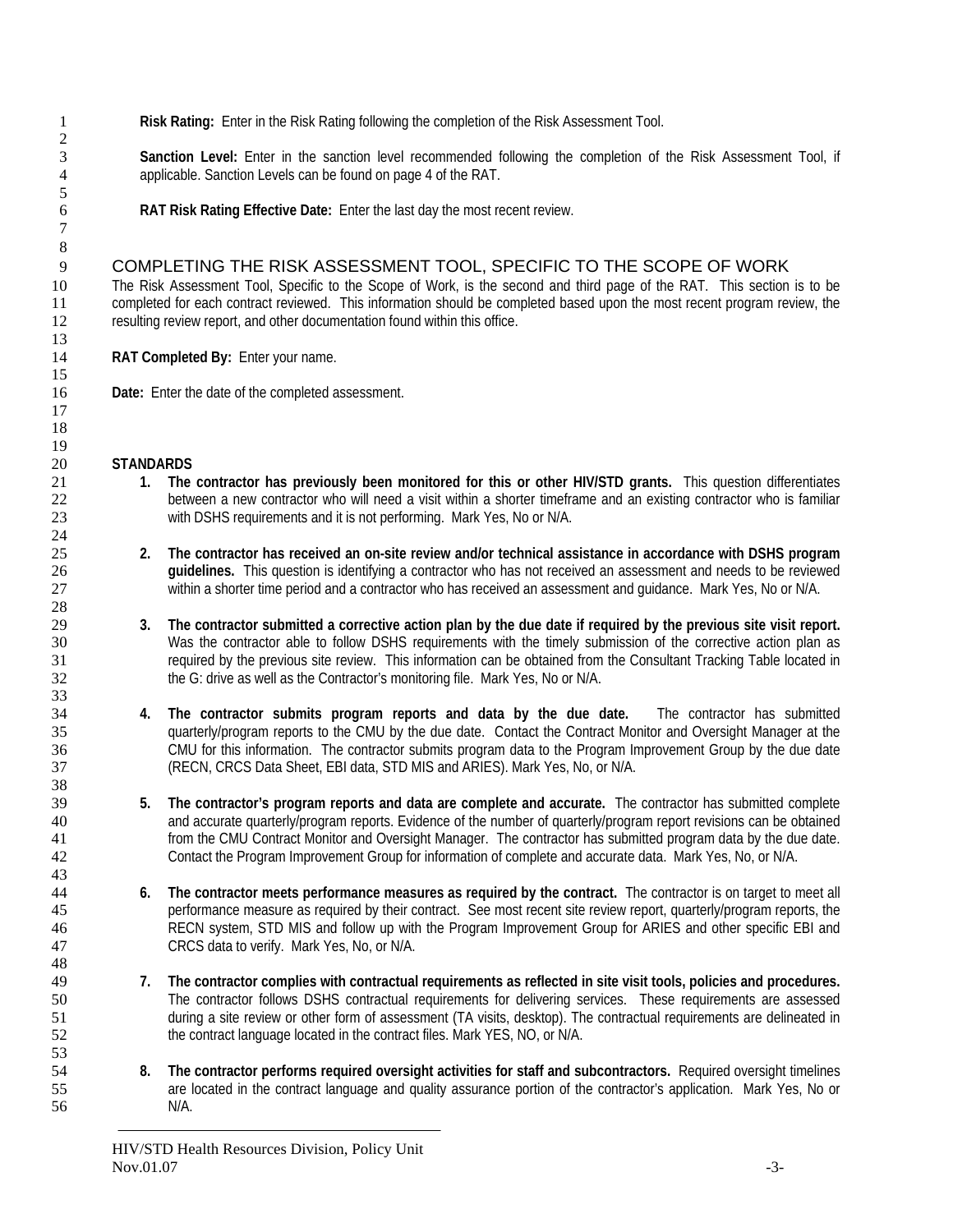**Risk Rating:** Enter in the Risk Rating following the completion of the Risk Assessment Tool.

**Sanction Level:** Enter in the sanction level recommended following the completion of the Risk Assessment Tool, if applicable. Sanction Levels can be found on page 4 of the RAT.

**RAT Risk Rating Effective Date:** Enter the last day the most recent review.

## COMPLETING THE RISK ASSESSMENT TOOL, SPECIFIC TO THE SCOPE OF WORK

The Risk Assessment Tool, Specific to the Scope of Work, is the second and third page of the RAT. This section is to be completed for each contract reviewed. This information should be completed based upon the most recent program review, the resulting review report, and other documentation found within this office.

**RAT Completed By:** Enter your name.

**Date:** Enter the date of the completed assessment.

**STANDARDS**

1. **The contractor has previously been monitored for this or other HIV/STD grants.** This question differentiates between a new contractor who will need a visit within a shorter timeframe and an existing contractor who is familiar with DSHS requirements and it is not performing. Mark Yes, No or N/A.

2. **The contractor has received an on-site review and/or technical assistance in accordance with DSHS program guidelines.** This question is identifying a contractor who has not received an assessment and needs to be reviewed within a shorter time period and a contractor who has received an assessment and guidance. Mark Yes, No or N/A.

3. **The contractor submitted a corrective action plan by the due date if required by the previous site visit report.** Was the contractor able to follow DSHS requirements with the timely submission of the corrective action plan as required by the previous site review. This information can be obtained from the Consultant Tracking Table located in the G: drive as well as the Contractor's monitoring file. Mark Yes, No or N/A.

4. **The contractor submits program reports and data by the due date.** The contractor has submitted quarterly/program reports to the CMU by the due date. Contact the Contract Monitor and Oversight Manager at the CMU for this information. The contractor submits program data to the Program Improvement Group by the due date (RECN, CRCS Data Sheet, EBI data, STD MIS and ARIES). Mark Yes, No, or N/A.

5. **The contractor's program reports and data are complete and accurate.** The contractor has submitted complete and accurate quarterly/program reports. Evidence of the number of quarterly/program report revisions can be obtained from the CMU Contract Monitor and Oversight Manager. The contractor has submitted program data by the due date. Contact the Program Improvement Group for information of complete and accurate data. Mark Yes, No, or N/A.

6. **The contractor meets performance measures as required by the contract.** The contractor is on target to meet all performance measure as required by their contract. See most recent site review report, quarterly/program reports, the RECN system, STD MIS and follow up with the Program Improvement Group for ARIES and other specific EBI and CRCS data to verify. Mark Yes, No, or N/A.

7. **The contractor complies with contractual requirements as reflected in site visit tools, policies and procedures.** The contractor follows DSHS contractual requirements for delivering services. These requirements are assessed during a site review or other form of assessment (TA visits, desktop). The contractual requirements are delineated in the contract language located in the contract files. Mark YES, NO, or N/A.

8. **The contractor performs required oversight activities for staff and subcontractors.** Required oversight timelines are located in the contract language and quality assurance portion of the contractor's application. Mark Yes, No or N/A.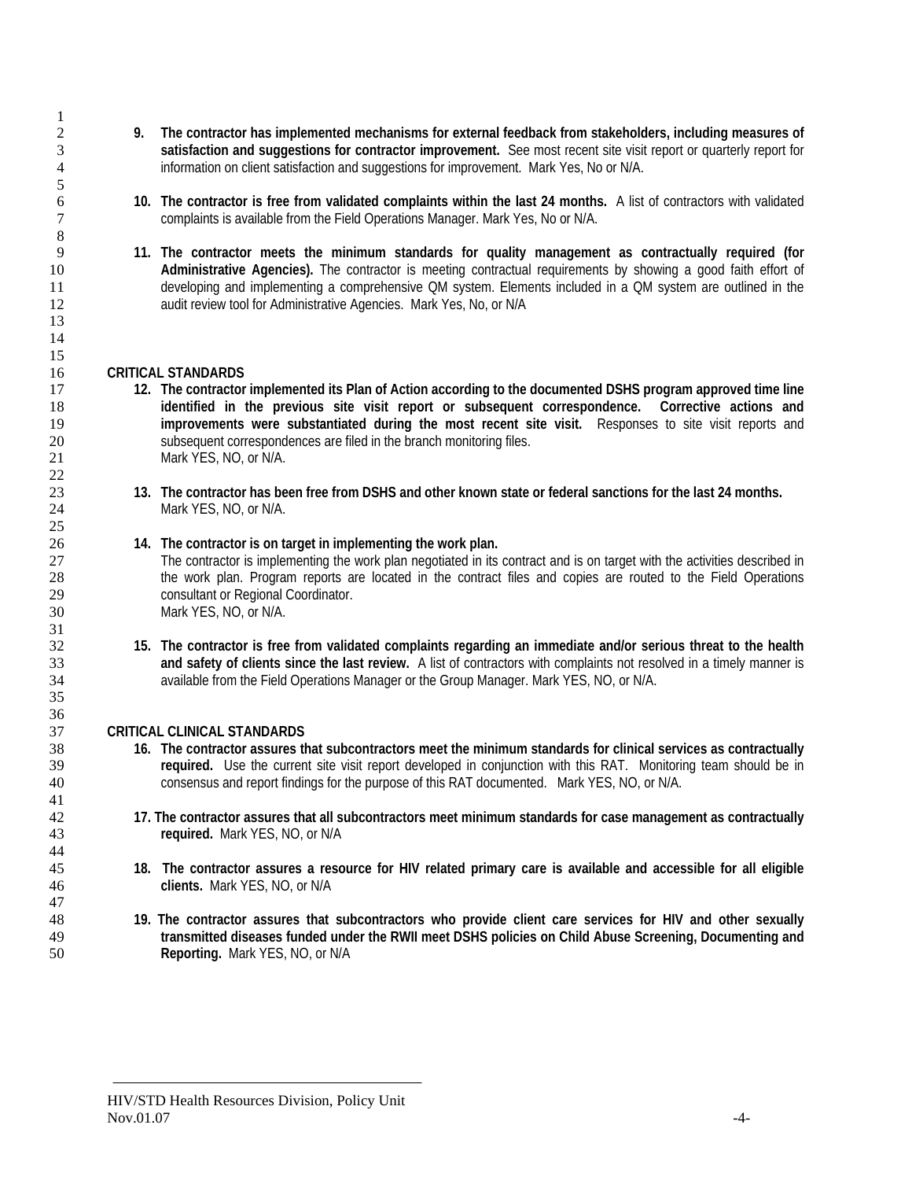9. **The contractor has implemented mechanisms for external feedback from stakeholders, including measures of satisfaction and suggestions for contractor improvement.** See most recent site visit report or quarterly report for information on client satisfaction and suggestions for improvement. Mark Yes, No or N/A.

10. **The contractor is free from validated complaints within the last 24 months.** A list of contractors with validated complaints is available from the Field Operations Manager. Mark Yes, No or N/A.

11. **The contractor meets the minimum standards for quality management as contractually required (for Administrative Agencies).** The contractor is meeting contractual requirements by showing a good faith effort of developing and implementing a comprehensive QM system. Elements included in a QM system are outlined in the audit review tool for Administrative Agencies. Mark Yes, No, or N/A

**CRITICAL STANDARDS**

12. **The contractor implemented its Plan of Action according to the documented DSHS program approved time line identified in the previous site visit report or subsequent correspondence. Corrective actions and improvements were substantiated during the most recent site visit.** Responses to site visit reports and subsequent correspondences are filed in the branch monitoring files.
    Mark YES, NO, or N/A.

13. **The contractor has been free from DSHS and other known state or federal sanctions for the last 24 months.**
    Mark YES, NO, or N/A.

14. **The contractor is on target in implementing the work plan.**
    The contractor is implementing the work plan negotiated in its contract and is on target with the activities described in the work plan. Program reports are located in the contract files and copies are routed to the Field Operations consultant or Regional Coordinator.
    Mark YES, NO, or N/A.

15. **The contractor is free from validated complaints regarding an immediate and/or serious threat to the health and safety of clients since the last review.** A list of contractors with complaints not resolved in a timely manner is available from the Field Operations Manager or the Group Manager. Mark YES, NO, or N/A.

**CRITICAL CLINICAL STANDARDS**

16. **The contractor assures that subcontractors meet the minimum standards for clinical services as contractually required.** Use the current site visit report developed in conjunction with this RAT. Monitoring team should be in consensus and report findings for the purpose of this RAT documented. Mark YES, NO, or N/A.

17. **The contractor assures that all subcontractors meet minimum standards for case management as contractually required.** Mark YES, NO, or N/A

18. **The contractor assures a resource for HIV related primary care is available and accessible for all eligible clients.** Mark YES, NO, or N/A

19. **The contractor assures that subcontractors who provide client care services for HIV and other sexually transmitted diseases funded under the RWII meet DSHS policies on Child Abuse Screening, Documenting and Reporting.** Mark YES, NO, or N/A

HIV/STD Health Resources Division, Policy Unit
Nov.01.07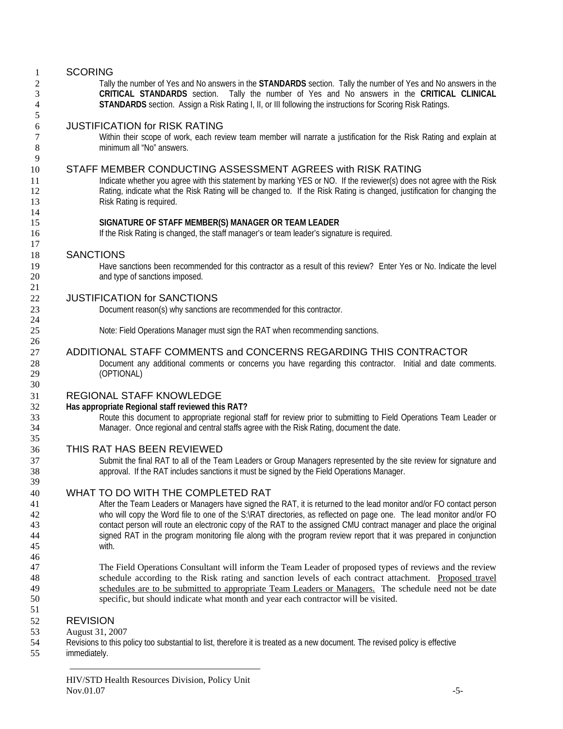## SCORING

Tally the number of Yes and No answers in the **STANDARDS** section. Tally the number of Yes and No answers in the **CRITICAL STANDARDS** section. Tally the number of Yes and No answers in the **CRITICAL CLINICAL STANDARDS** section. Assign a Risk Rating I, II, or III following the instructions for Scoring Risk Ratings.

## JUSTIFICATION for RISK RATING

Within their scope of work, each review team member will narrate a justification for the Risk Rating and explain at minimum all "No" answers.

## STAFF MEMBER CONDUCTING ASSESSMENT AGREES with RISK RATING

Indicate whether you agree with this statement by marking YES or NO. If the reviewer(s) does not agree with the Risk Rating, indicate what the Risk Rating will be changed to. If the Risk Rating is changed, justification for changing the Risk Rating is required.

**SIGNATURE OF STAFF MEMBER(S) MANAGER OR TEAM LEADER**

If the Risk Rating is changed, the staff manager's or team leader's signature is required.

## SANCTIONS

Have sanctions been recommended for this contractor as a result of this review? Enter Yes or No. Indicate the level and type of sanctions imposed.

## JUSTIFICATION for SANCTIONS

Document reason(s) why sanctions are recommended for this contractor.

Note: Field Operations Manager must sign the RAT when recommending sanctions.

## ADDITIONAL STAFF COMMENTS and CONCERNS REGARDING THIS CONTRACTOR

Document any additional comments or concerns you have regarding this contractor. Initial and date comments. (OPTIONAL)

## REGIONAL STAFF KNOWLEDGE

**Has appropriate Regional staff reviewed this RAT?**

Route this document to appropriate regional staff for review prior to submitting to Field Operations Team Leader or Manager. Once regional and central staffs agree with the Risk Rating, document the date.

## THIS RAT HAS BEEN REVIEWED

Submit the final RAT to all of the Team Leaders or Group Managers represented by the site review for signature and approval. If the RAT includes sanctions it must be signed by the Field Operations Manager.

## WHAT TO DO WITH THE COMPLETED RAT

After the Team Leaders or Managers have signed the RAT, it is returned to the lead monitor and/or FO contact person who will copy the Word file to one of the S:\RAT directories, as reflected on page one. The lead monitor and/or FO contact person will route an electronic copy of the RAT to the assigned CMU contract manager and place the original signed RAT in the program monitoring file along with the program review report that it was prepared in conjunction with.

The Field Operations Consultant will inform the Team Leader of proposed types of reviews and the review schedule according to the Risk rating and sanction levels of each contract attachment. <u>Proposed travel schedules are to be submitted to appropriate Team Leaders or Managers.</u> The schedule need not be date specific, but should indicate what month and year each contractor will be visited.

## REVISION

August 31, 2007

Revisions to this policy too substantial to list, therefore it is treated as a new document. The revised policy is effective immediately.

HIV/STD Health Resources Division, Policy Unit
Nov.01.07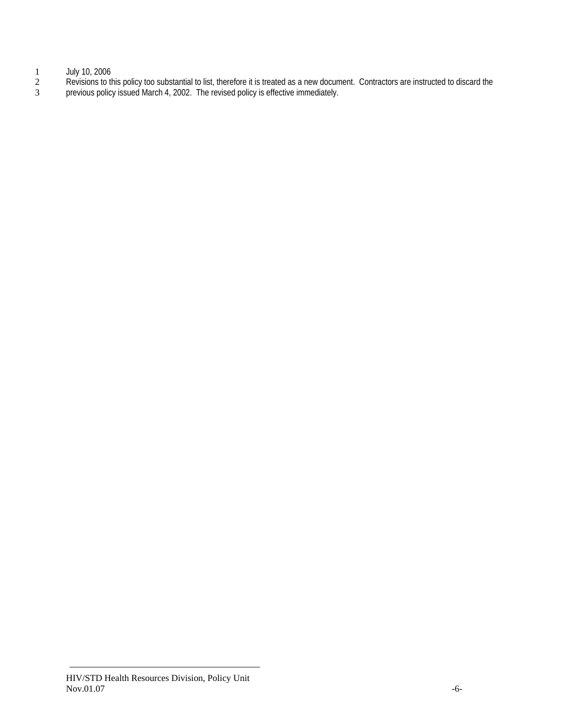July 10, 2006

Revisions to this policy too substantial to list, therefore it is treated as a new document. Contractors are instructed to discard the previous policy issued March 4, 2002. The revised policy is effective immediately.